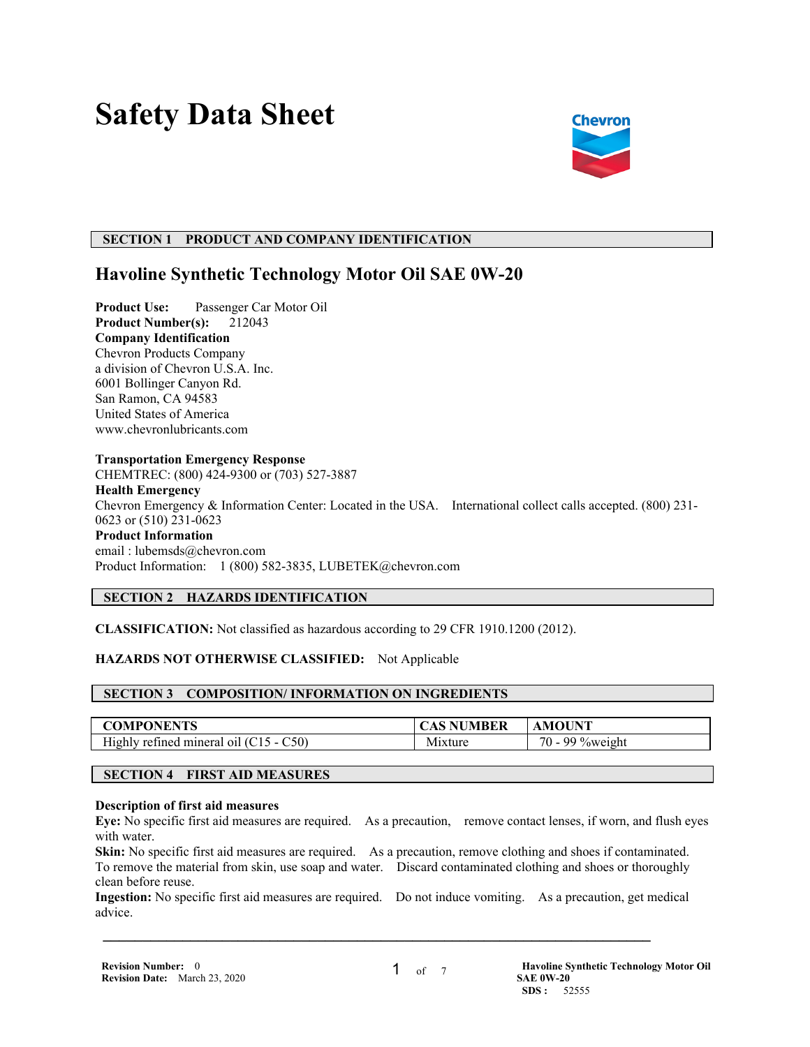# Safety Data Sheet

## SECTION 1 PRODUCT AND COMPANY IDENTIFICATION

### Havoline Synthetic Technology Motor Oil SAE 0W-20

**Product Use:** Passenger Car Motor Oil
**Product Number(s):** 212043
**Company Identification**
Chevron Products Company
a division of Chevron U.S.A. Inc.
6001 Bollinger Canyon Rd.
San Ramon, CA 94583
United States of America
www.chevronlubricants.com

**Transportation Emergency Response**
CHEMTREC: (800) 424-9300 or (703) 527-3887
**Health Emergency**
Chevron Emergency & Information Center: Located in the USA. International collect calls accepted. (800) 231-0623 or (510) 231-0623
**Product Information**
email : lubemsds@chevron.com
Product Information: 1 (800) 582-3835, LUBETEK@chevron.com

## SECTION 2 HAZARDS IDENTIFICATION

**CLASSIFICATION:** Not classified as hazardous according to 29 CFR 1910.1200 (2012).

**HAZARDS NOT OTHERWISE CLASSIFIED:** Not Applicable

## SECTION 3 COMPOSITION/ INFORMATION ON INGREDIENTS

| COMPONENTS | CAS NUMBER | AMOUNT |
|---|---|---|
| Highly refined mineral oil (C15 - C50) | Mixture | 70 - 99 %weight |

## SECTION 4 FIRST AID MEASURES

**Description of first aid measures**
**Eye:** No specific first aid measures are required. As a precaution, remove contact lenses, if worn, and flush eyes with water.
**Skin:** No specific first aid measures are required. As a precaution, remove clothing and shoes if contaminated. To remove the material from skin, use soap and water. Discard contaminated clothing and shoes or thoroughly clean before reuse.
**Ingestion:** No specific first aid measures are required. Do not induce vomiting. As a precaution, get medical advice.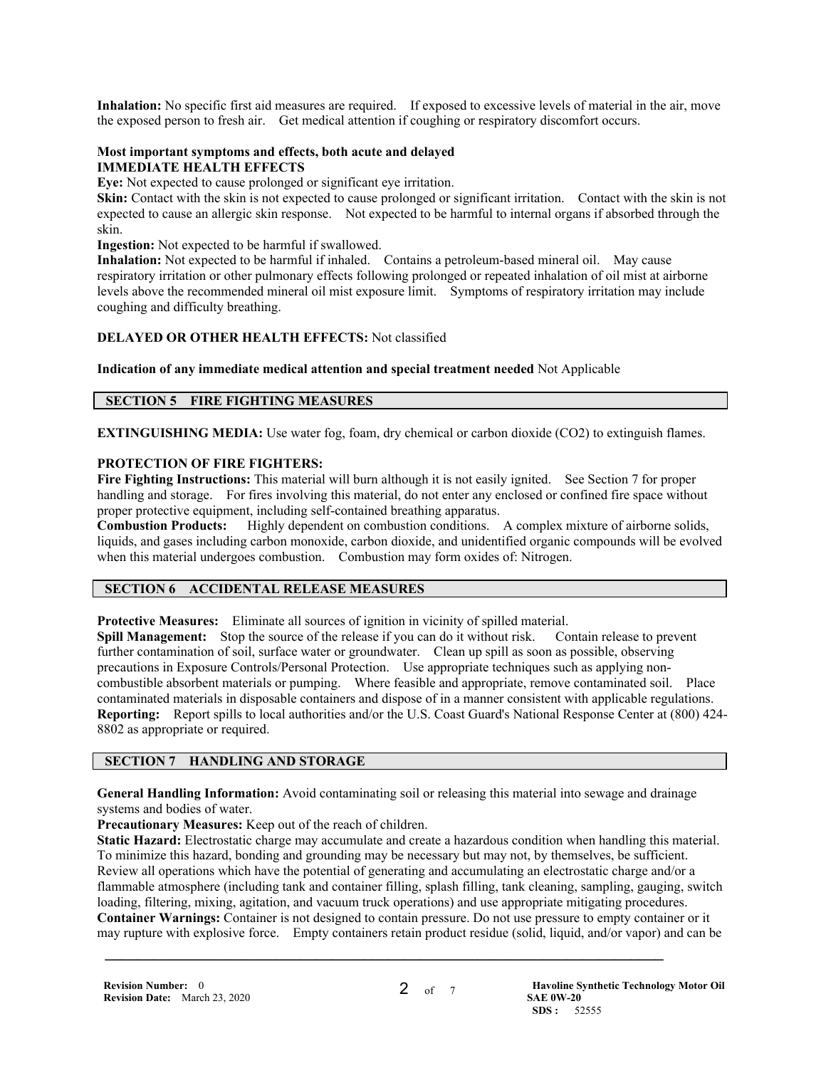**Inhalation:** No specific first aid measures are required. If exposed to excessive levels of material in the air, move the exposed person to fresh air. Get medical attention if coughing or respiratory discomfort occurs.

**Most important symptoms and effects, both acute and delayed**
**IMMEDIATE HEALTH EFFECTS**
**Eye:** Not expected to cause prolonged or significant eye irritation.
**Skin:** Contact with the skin is not expected to cause prolonged or significant irritation. Contact with the skin is not expected to cause an allergic skin response. Not expected to be harmful to internal organs if absorbed through the skin.
**Ingestion:** Not expected to be harmful if swallowed.
**Inhalation:** Not expected to be harmful if inhaled. Contains a petroleum-based mineral oil. May cause respiratory irritation or other pulmonary effects following prolonged or repeated inhalation of oil mist at airborne levels above the recommended mineral oil mist exposure limit. Symptoms of respiratory irritation may include coughing and difficulty breathing.

**DELAYED OR OTHER HEALTH EFFECTS:** Not classified

**Indication of any immediate medical attention and special treatment needed** Not Applicable

## SECTION 5 FIRE FIGHTING MEASURES

**EXTINGUISHING MEDIA:** Use water fog, foam, dry chemical or carbon dioxide ($CO_2$) to extinguish flames.

**PROTECTION OF FIRE FIGHTERS:**
**Fire Fighting Instructions:** This material will burn although it is not easily ignited. See Section 7 for proper handling and storage. For fires involving this material, do not enter any enclosed or confined fire space without proper protective equipment, including self-contained breathing apparatus.
**Combustion Products:** Highly dependent on combustion conditions. A complex mixture of airborne solids, liquids, and gases including carbon monoxide, carbon dioxide, and unidentified organic compounds will be evolved when this material undergoes combustion. Combustion may form oxides of: Nitrogen.

## SECTION 6 ACCIDENTAL RELEASE MEASURES

**Protective Measures:** Eliminate all sources of ignition in vicinity of spilled material.
**Spill Management:** Stop the source of the release if you can do it without risk. Contain release to prevent further contamination of soil, surface water or groundwater. Clean up spill as soon as possible, observing precautions in Exposure Controls/Personal Protection. Use appropriate techniques such as applying non-combustible absorbent materials or pumping. Where feasible and appropriate, remove contaminated soil. Place contaminated materials in disposable containers and dispose of in a manner consistent with applicable regulations.
**Reporting:** Report spills to local authorities and/or the U.S. Coast Guard's National Response Center at (800) 424-8802 as appropriate or required.

## SECTION 7 HANDLING AND STORAGE

**General Handling Information:** Avoid contaminating soil or releasing this material into sewage and drainage systems and bodies of water.
**Precautionary Measures:** Keep out of the reach of children.
**Static Hazard:** Electrostatic charge may accumulate and create a hazardous condition when handling this material. To minimize this hazard, bonding and grounding may be necessary but may not, by themselves, be sufficient. Review all operations which have the potential of generating and accumulating an electrostatic charge and/or a flammable atmosphere (including tank and container filling, splash filling, tank cleaning, sampling, gauging, switch loading, filtering, mixing, agitation, and vacuum truck operations) and use appropriate mitigating procedures.
**Container Warnings:** Container is not designed to contain pressure. Do not use pressure to empty container or it may rupture with explosive force. Empty containers retain product residue (solid, liquid, and/or vapor) and can be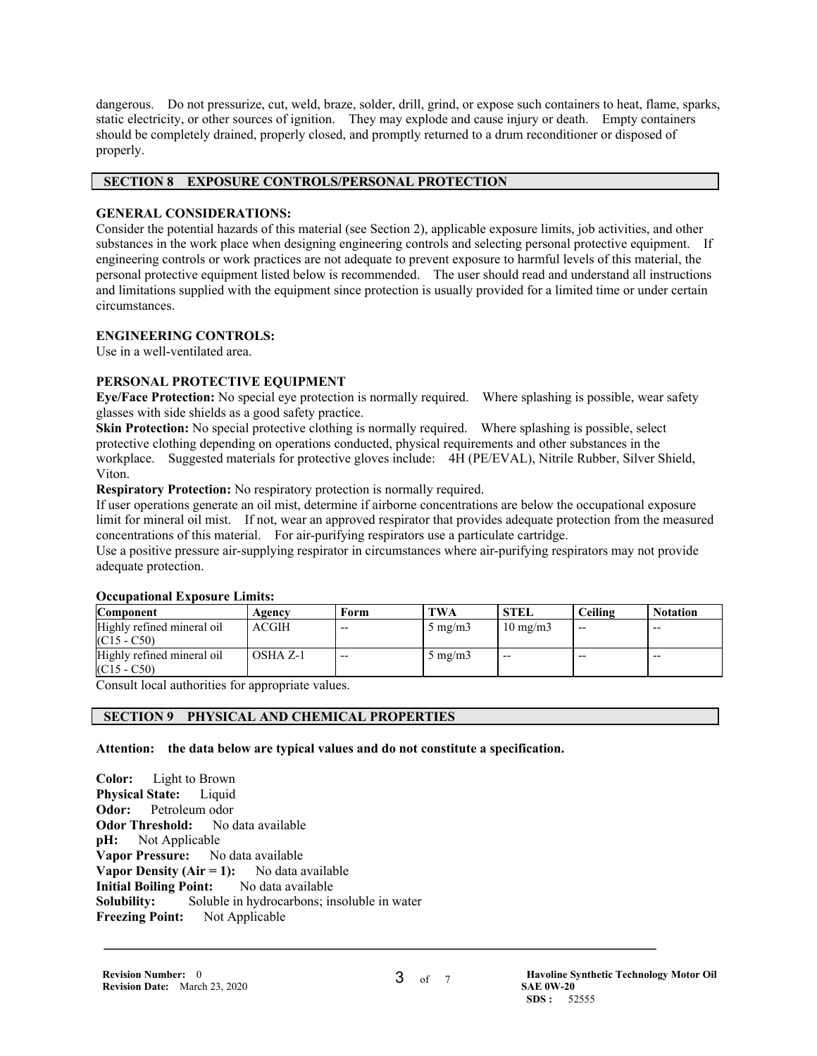dangerous. Do not pressurize, cut, weld, braze, solder, drill, grind, or expose such containers to heat, flame, sparks, static electricity, or other sources of ignition. They may explode and cause injury or death. Empty containers should be completely drained, properly closed, and promptly returned to a drum reconditioner or disposed of properly.

## SECTION 8 EXPOSURE CONTROLS/PERSONAL PROTECTION

### GENERAL CONSIDERATIONS:

Consider the potential hazards of this material (see Section 2), applicable exposure limits, job activities, and other substances in the work place when designing engineering controls and selecting personal protective equipment. If engineering controls or work practices are not adequate to prevent exposure to harmful levels of this material, the personal protective equipment listed below is recommended. The user should read and understand all instructions and limitations supplied with the equipment since protection is usually provided for a limited time or under certain circumstances.

### ENGINEERING CONTROLS:

Use in a well-ventilated area.

### PERSONAL PROTECTIVE EQUIPMENT

**Eye/Face Protection:** No special eye protection is normally required. Where splashing is possible, wear safety glasses with side shields as a good safety practice.

**Skin Protection:** No special protective clothing is normally required. Where splashing is possible, select protective clothing depending on operations conducted, physical requirements and other substances in the workplace. Suggested materials for protective gloves include: 4H (PE/EVAL), Nitrile Rubber, Silver Shield, Viton.

**Respiratory Protection:** No respiratory protection is normally required.

If user operations generate an oil mist, determine if airborne concentrations are below the occupational exposure limit for mineral oil mist. If not, wear an approved respirator that provides adequate protection from the measured concentrations of this material. For air-purifying respirators use a particulate cartridge.

Use a positive pressure air-supplying respirator in circumstances where air-purifying respirators may not provide adequate protection.

**Occupational Exposure Limits:**

| Component | Agency | Form | TWA | STEL | Ceiling | Notation |
|---|---|---|---|---|---|---|
| Highly refined mineral oil (C15 - C50) | ACGIH | -- | 5 mg/m3 | 10 mg/m3 | -- | -- |
| Highly refined mineral oil (C15 - C50) | OSHA Z-1 | -- | 5 mg/m3 | -- | -- | -- |

Consult local authorities for appropriate values.

## SECTION 9 PHYSICAL AND CHEMICAL PROPERTIES

**Attention: the data below are typical values and do not constitute a specification.**

**Color:** Light to Brown
**Physical State:** Liquid
**Odor:** Petroleum odor
**Odor Threshold:** No data available
**pH:** Not Applicable
**Vapor Pressure:** No data available
**Vapor Density (Air = 1):** No data available
**Initial Boiling Point:** No data available
**Solubility:** Soluble in hydrocarbons; insoluble in water
**Freezing Point:** Not Applicable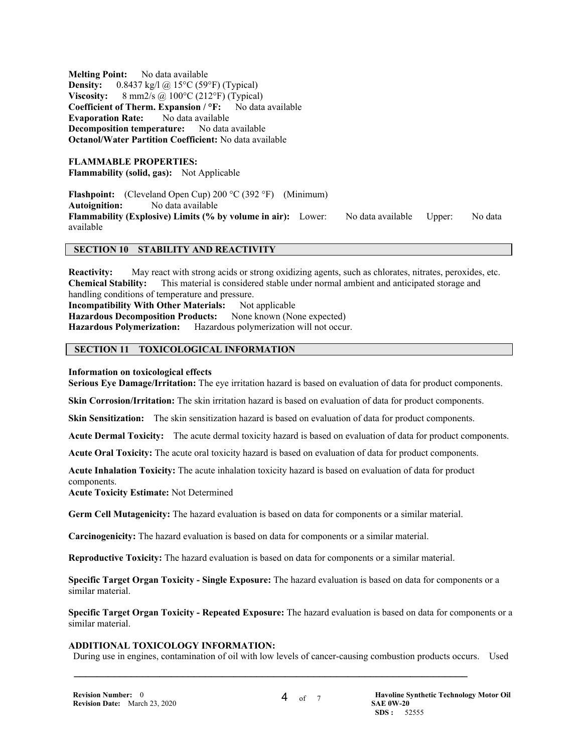**Melting Point:** No data available
**Density:** 0.8437 kg/l @ 15°C (59°F) (Typical)
**Viscosity:** 8 mm2/s @ 100°C (212°F) (Typical)
**Coefficient of Therm. Expansion / °F:** No data available
**Evaporation Rate:** No data available
**Decomposition temperature:** No data available
**Octanol/Water Partition Coefficient:** No data available

**FLAMMABLE PROPERTIES:**
**Flammability (solid, gas):** Not Applicable

**Flashpoint:** (Cleveland Open Cup) 200 °C (392 °F) (Minimum)
**Autoignition:** No data available
**Flammability (Explosive) Limits (% by volume in air):** Lower: No data available Upper: No data available

## SECTION 10 STABILITY AND REACTIVITY

**Reactivity:** May react with strong acids or strong oxidizing agents, such as chlorates, nitrates, peroxides, etc.
**Chemical Stability:** This material is considered stable under normal ambient and anticipated storage and handling conditions of temperature and pressure.
**Incompatibility With Other Materials:** Not applicable
**Hazardous Decomposition Products:** None known (None expected)
**Hazardous Polymerization:** Hazardous polymerization will not occur.

## SECTION 11 TOXICOLOGICAL INFORMATION

**Information on toxicological effects**
**Serious Eye Damage/Irritation:** The eye irritation hazard is based on evaluation of data for product components.

**Skin Corrosion/Irritation:** The skin irritation hazard is based on evaluation of data for product components.

**Skin Sensitization:** The skin sensitization hazard is based on evaluation of data for product components.

**Acute Dermal Toxicity:** The acute dermal toxicity hazard is based on evaluation of data for product components.

**Acute Oral Toxicity:** The acute oral toxicity hazard is based on evaluation of data for product components.

**Acute Inhalation Toxicity:** The acute inhalation toxicity hazard is based on evaluation of data for product components.
**Acute Toxicity Estimate:** Not Determined

**Germ Cell Mutagenicity:** The hazard evaluation is based on data for components or a similar material.

**Carcinogenicity:** The hazard evaluation is based on data for components or a similar material.

**Reproductive Toxicity:** The hazard evaluation is based on data for components or a similar material.

**Specific Target Organ Toxicity - Single Exposure:** The hazard evaluation is based on data for components or a similar material.

**Specific Target Organ Toxicity - Repeated Exposure:** The hazard evaluation is based on data for components or a similar material.

**ADDITIONAL TOXICOLOGY INFORMATION:**
During use in engines, contamination of oil with low levels of cancer-causing combustion products occurs. Used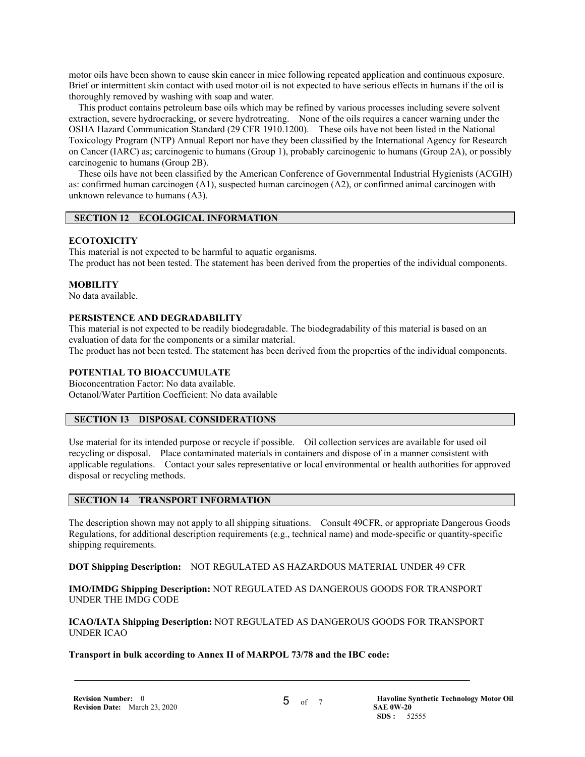motor oils have been shown to cause skin cancer in mice following repeated application and continuous exposure. Brief or intermittent skin contact with used motor oil is not expected to have serious effects in humans if the oil is thoroughly removed by washing with soap and water.

This product contains petroleum base oils which may be refined by various processes including severe solvent extraction, severe hydrocracking, or severe hydrotreating. None of the oils requires a cancer warning under the OSHA Hazard Communication Standard (29 CFR 1910.1200). These oils have not been listed in the National Toxicology Program (NTP) Annual Report nor have they been classified by the International Agency for Research on Cancer (IARC) as; carcinogenic to humans (Group 1), probably carcinogenic to humans (Group 2A), or possibly carcinogenic to humans (Group 2B).

These oils have not been classified by the American Conference of Governmental Industrial Hygienists (ACGIH) as: confirmed human carcinogen (A1), suspected human carcinogen (A2), or confirmed animal carcinogen with unknown relevance to humans (A3).

## SECTION 12 ECOLOGICAL INFORMATION

**ECOTOXICITY**

This material is not expected to be harmful to aquatic organisms.
The product has not been tested. The statement has been derived from the properties of the individual components.

**MOBILITY**

No data available.

**PERSISTENCE AND DEGRADABILITY**

This material is not expected to be readily biodegradable. The biodegradability of this material is based on an evaluation of data for the components or a similar material.
The product has not been tested. The statement has been derived from the properties of the individual components.

**POTENTIAL TO BIOACCUMULATE**

Bioconcentration Factor: No data available.
Octanol/Water Partition Coefficient: No data available

## SECTION 13 DISPOSAL CONSIDERATIONS

Use material for its intended purpose or recycle if possible. Oil collection services are available for used oil recycling or disposal. Place contaminated materials in containers and dispose of in a manner consistent with applicable regulations. Contact your sales representative or local environmental or health authorities for approved disposal or recycling methods.

## SECTION 14 TRANSPORT INFORMATION

The description shown may not apply to all shipping situations. Consult 49CFR, or appropriate Dangerous Goods Regulations, for additional description requirements (e.g., technical name) and mode-specific or quantity-specific shipping requirements.

**DOT Shipping Description:** NOT REGULATED AS HAZARDOUS MATERIAL UNDER 49 CFR

**IMO/IMDG Shipping Description:** NOT REGULATED AS DANGEROUS GOODS FOR TRANSPORT UNDER THE IMDG CODE

**ICAO/IATA Shipping Description:** NOT REGULATED AS DANGEROUS GOODS FOR TRANSPORT UNDER ICAO

**Transport in bulk according to Annex II of MARPOL 73/78 and the IBC code:**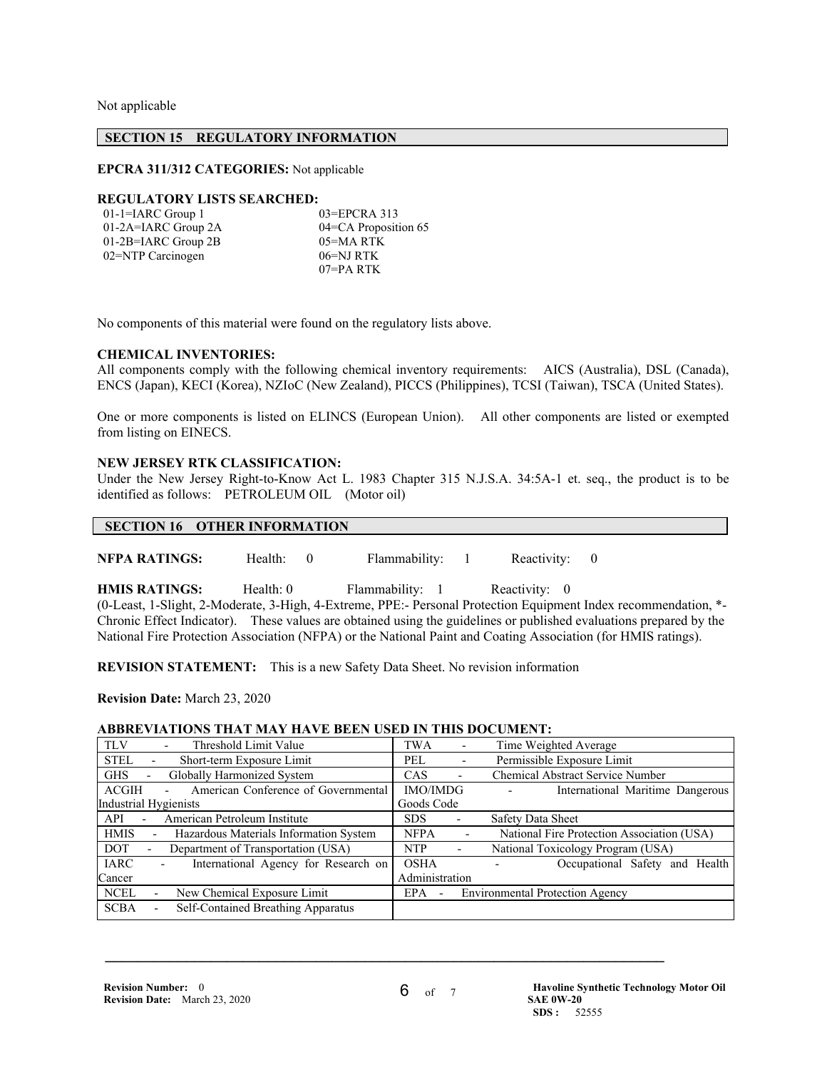Not applicable

## SECTION 15 REGULATORY INFORMATION

**EPCRA 311/312 CATEGORIES:** Not applicable

**REGULATORY LISTS SEARCHED:**

| | |
|---|---|
| 01-1=IARC Group 1 | 03=EPCRA 313 |
| 01-2A=IARC Group 2A | 04=CA Proposition 65 |
| 01-2B=IARC Group 2B | 05=MA RTK |
| 02=NTP Carcinogen | 06=NJ RTK |
| | 07=PA RTK |

No components of this material were found on the regulatory lists above.

**CHEMICAL INVENTORIES:**
All components comply with the following chemical inventory requirements: AICS (Australia), DSL (Canada), ENCS (Japan), KECI (Korea), NZIoC (New Zealand), PICCS (Philippines), TCSI (Taiwan), TSCA (United States).

One or more components is listed on ELINCS (European Union). All other components are listed or exempted from listing on EINECS.

**NEW JERSEY RTK CLASSIFICATION:**
Under the New Jersey Right-to-Know Act L. 1983 Chapter 315 N.J.S.A. 34:5A-1 et. seq., the product is to be identified as follows: PETROLEUM OIL (Motor oil)

## SECTION 16 OTHER INFORMATION

**NFPA RATINGS:** Health: 0 Flammability: 1 Reactivity: 0

**HMIS RATINGS:** Health: 0 Flammability: 1 Reactivity: 0
(0-Least, 1-Slight, 2-Moderate, 3-High, 4-Extreme, PPE:- Personal Protection Equipment Index recommendation, *- Chronic Effect Indicator). These values are obtained using the guidelines or published evaluations prepared by the National Fire Protection Association (NFPA) or the National Paint and Coating Association (for HMIS ratings).

**REVISION STATEMENT:** This is a new Safety Data Sheet. No revision information

**Revision Date:** March 23, 2020

**ABBREVIATIONS THAT MAY HAVE BEEN USED IN THIS DOCUMENT:**

| | |
|---|---|
| TLV - Threshold Limit Value | TWA - Time Weighted Average |
| STEL - Short-term Exposure Limit | PEL - Permissible Exposure Limit |
| GHS - Globally Harmonized System | CAS - Chemical Abstract Service Number |
| ACGIH - American Conference of Governmental Industrial Hygienists | IMO/IMDG - International Maritime Dangerous Goods Code |
| API - American Petroleum Institute | SDS - Safety Data Sheet |
| HMIS - Hazardous Materials Information System | NFPA - National Fire Protection Association (USA) |
| DOT - Department of Transportation (USA) | NTP - National Toxicology Program (USA) |
| IARC - International Agency for Research on Cancer | OSHA - Occupational Safety and Health Administration |
| NCEL - New Chemical Exposure Limit | EPA - Environmental Protection Agency |
| SCBA - Self-Contained Breathing Apparatus | |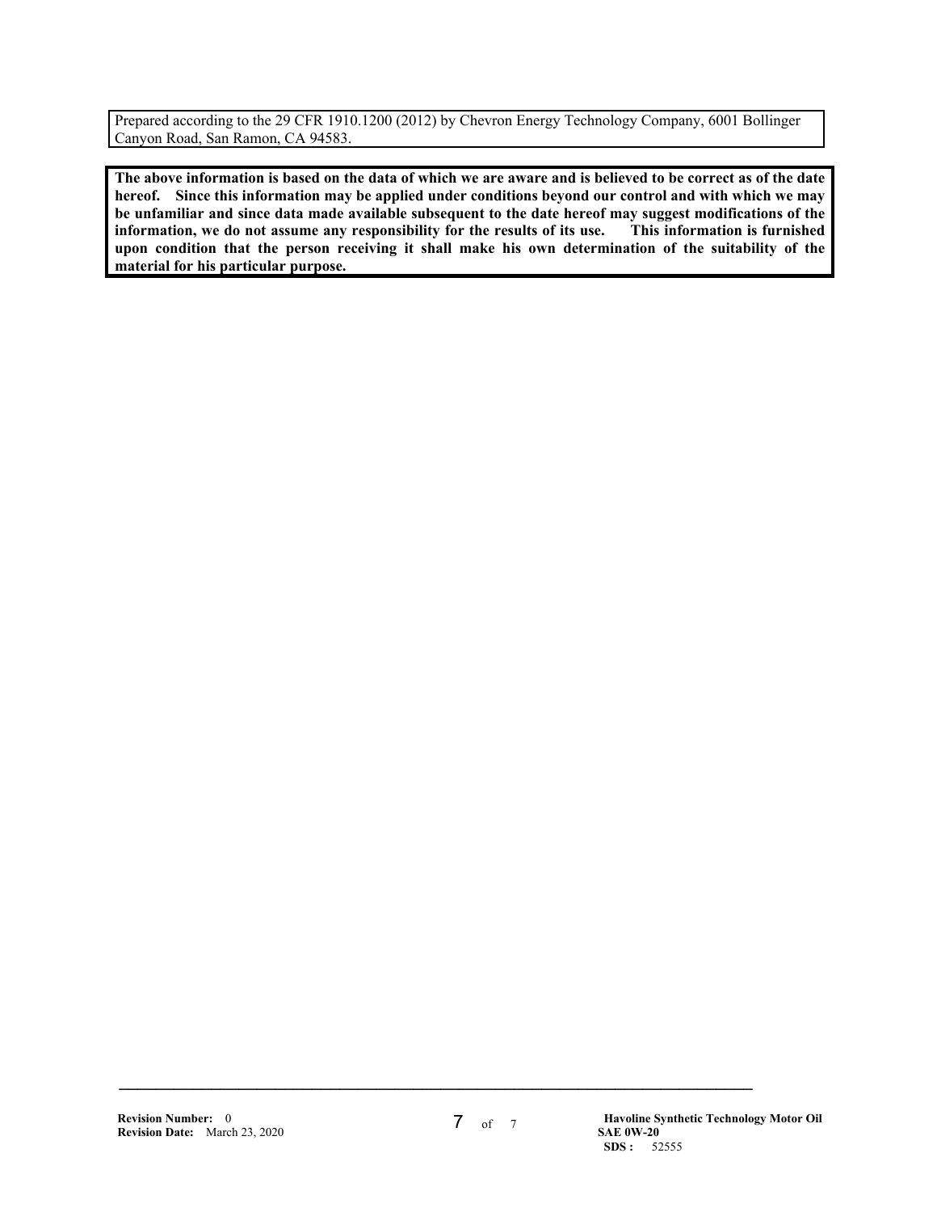Prepared according to the 29 CFR 1910.1200 (2012) by Chevron Energy Technology Company, 6001 Bollinger Canyon Road, San Ramon, CA 94583.

**The above information is based on the data of which we are aware and is believed to be correct as of the date hereof. Since this information may be applied under conditions beyond our control and with which we may be unfamiliar and since data made available subsequent to the date hereof may suggest modifications of the information, we do not assume any responsibility for the results of its use. This information is furnished upon condition that the person receiving it shall make his own determination of the suitability of the material for his particular purpose.**